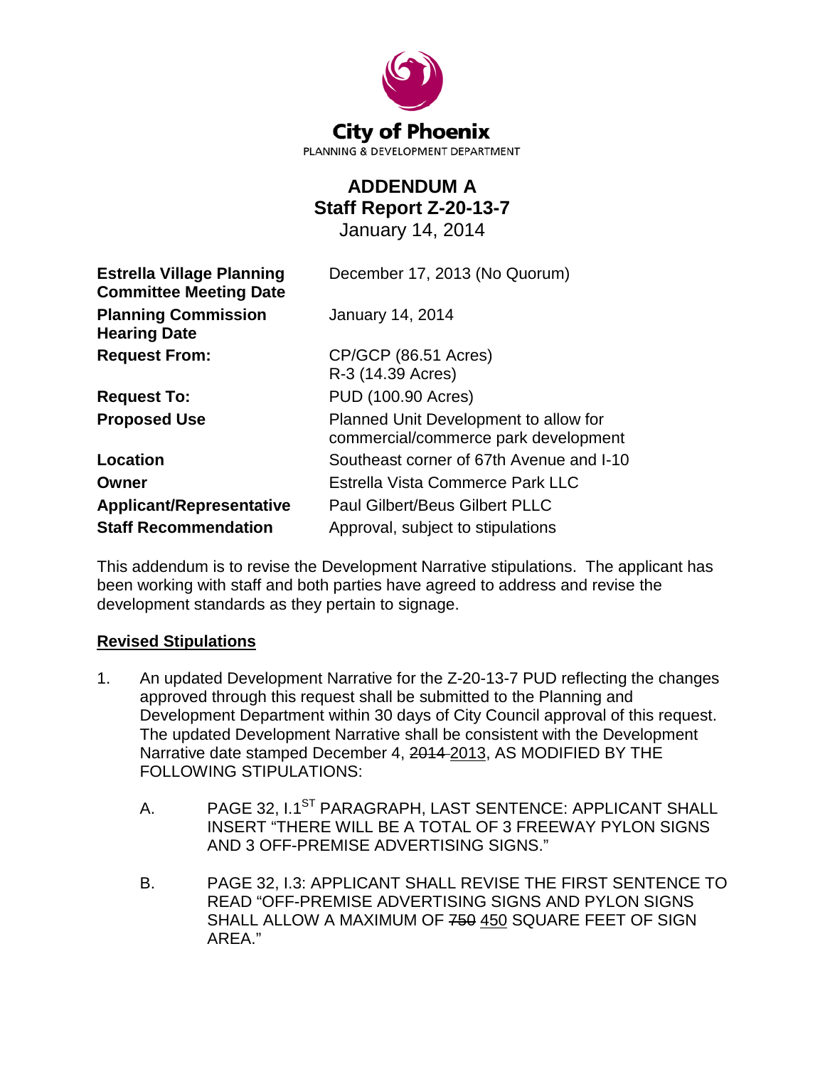City of Phoenix
PLANNING & DEVELOPMENT DEPARTMENT

# ADDENDUM A
## Staff Report Z-20-13-7
January 14, 2014

| | |
|---|---|
| **Estrella Village Planning Committee Meeting Date** | December 17, 2013 (No Quorum) |
| **Planning Commission Hearing Date** | January 14, 2014 |
| **Request From:** | CP/GCP (86.51 Acres)<br>R-3 (14.39 Acres) |
| **Request To:** | PUD (100.90 Acres) |
| **Proposed Use** | Planned Unit Development to allow for commercial/commerce park development |
| **Location** | Southeast corner of 67th Avenue and I-10 |
| **Owner** | Estrella Vista Commerce Park LLC |
| **Applicant/Representative** | Paul Gilbert/Beus Gilbert PLLC |
| **Staff Recommendation** | Approval, subject to stipulations |

This addendum is to revise the Development Narrative stipulations. The applicant has been working with staff and both parties have agreed to address and revise the development standards as they pertain to signage.

**Revised Stipulations**

1. An updated Development Narrative for the Z-20-13-7 PUD reflecting the changes approved through this request shall be submitted to the Planning and Development Department within 30 days of City Council approval of this request. The updated Development Narrative shall be consistent with the Development Narrative date stamped December 4, ~~2014~~ 2013, AS MODIFIED BY THE FOLLOWING STIPULATIONS:

   A. PAGE 32, I.1ST PARAGRAPH, LAST SENTENCE: APPLICANT SHALL INSERT "THERE WILL BE A TOTAL OF 3 FREEWAY PYLON SIGNS AND 3 OFF-PREMISE ADVERTISING SIGNS."

   B. PAGE 32, I.3: APPLICANT SHALL REVISE THE FIRST SENTENCE TO READ "OFF-PREMISE ADVERTISING SIGNS AND PYLON SIGNS SHALL ALLOW A MAXIMUM OF ~~750~~ 450 SQUARE FEET OF SIGN AREA."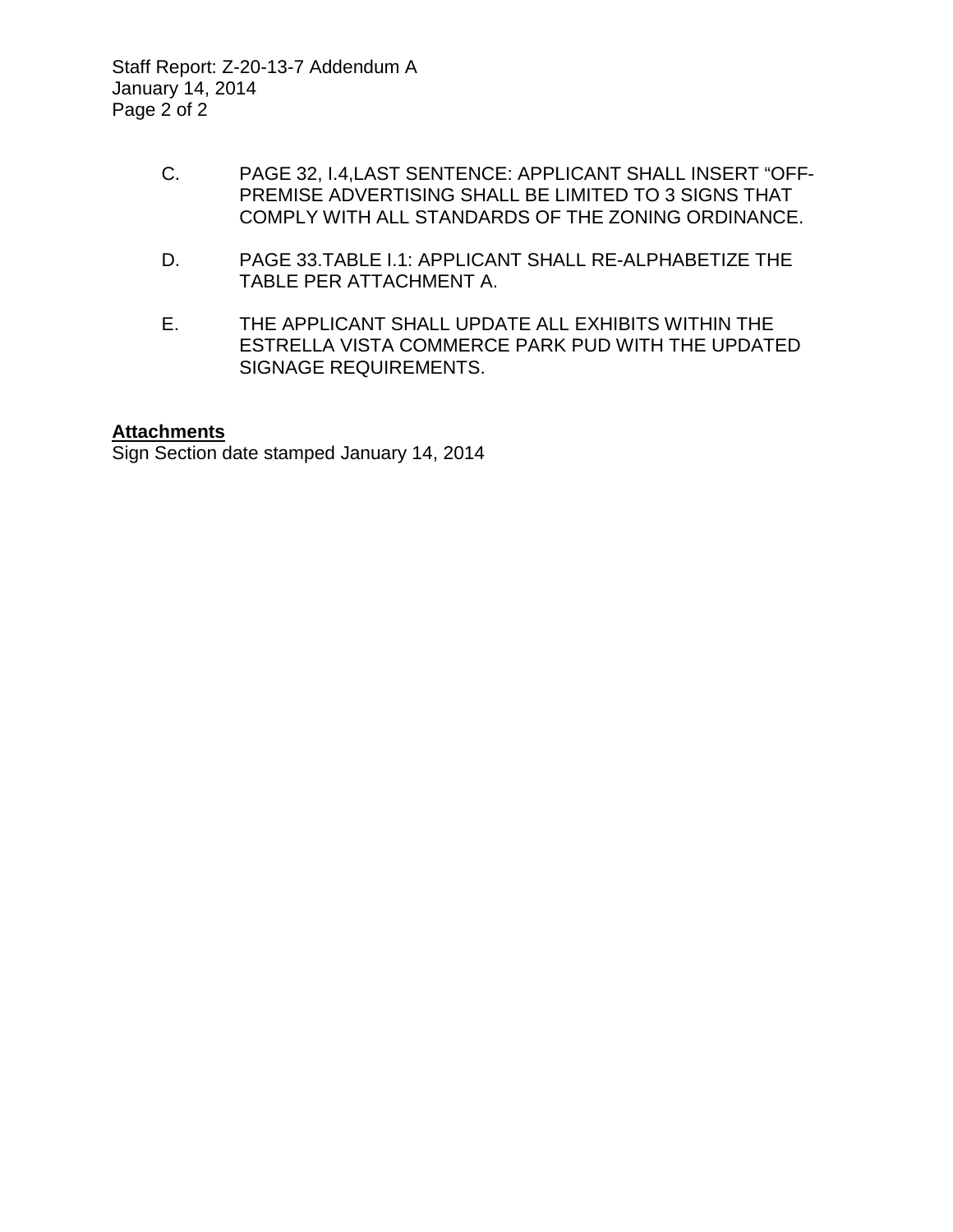C. PAGE 32, I.4,LAST SENTENCE: APPLICANT SHALL INSERT "OFF-PREMISE ADVERTISING SHALL BE LIMITED TO 3 SIGNS THAT COMPLY WITH ALL STANDARDS OF THE ZONING ORDINANCE.

D. PAGE 33.TABLE I.1: APPLICANT SHALL RE-ALPHABETIZE THE TABLE PER ATTACHMENT A.

E. THE APPLICANT SHALL UPDATE ALL EXHIBITS WITHIN THE ESTRELLA VISTA COMMERCE PARK PUD WITH THE UPDATED SIGNAGE REQUIREMENTS.

**Attachments**

Sign Section date stamped January 14, 2014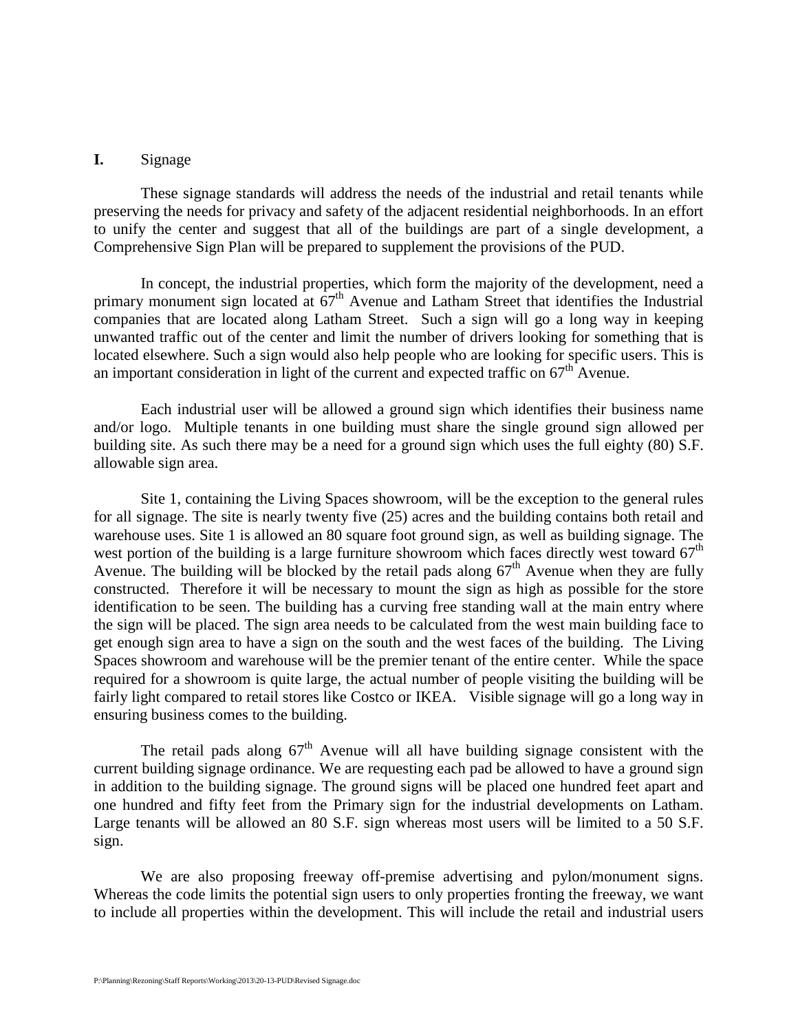**I.** Signage

These signage standards will address the needs of the industrial and retail tenants while preserving the needs for privacy and safety of the adjacent residential neighborhoods. In an effort to unify the center and suggest that all of the buildings are part of a single development, a Comprehensive Sign Plan will be prepared to supplement the provisions of the PUD.

In concept, the industrial properties, which form the majority of the development, need a primary monument sign located at 67th Avenue and Latham Street that identifies the Industrial companies that are located along Latham Street. Such a sign will go a long way in keeping unwanted traffic out of the center and limit the number of drivers looking for something that is located elsewhere. Such a sign would also help people who are looking for specific users. This is an important consideration in light of the current and expected traffic on 67th Avenue.

Each industrial user will be allowed a ground sign which identifies their business name and/or logo. Multiple tenants in one building must share the single ground sign allowed per building site. As such there may be a need for a ground sign which uses the full eighty (80) S.F. allowable sign area.

Site 1, containing the Living Spaces showroom, will be the exception to the general rules for all signage. The site is nearly twenty five (25) acres and the building contains both retail and warehouse uses. Site 1 is allowed an 80 square foot ground sign, as well as building signage. The west portion of the building is a large furniture showroom which faces directly west toward 67th Avenue. The building will be blocked by the retail pads along 67th Avenue when they are fully constructed. Therefore it will be necessary to mount the sign as high as possible for the store identification to be seen. The building has a curving free standing wall at the main entry where the sign will be placed. The sign area needs to be calculated from the west main building face to get enough sign area to have a sign on the south and the west faces of the building. The Living Spaces showroom and warehouse will be the premier tenant of the entire center. While the space required for a showroom is quite large, the actual number of people visiting the building will be fairly light compared to retail stores like Costco or IKEA. Visible signage will go a long way in ensuring business comes to the building.

The retail pads along 67th Avenue will all have building signage consistent with the current building signage ordinance. We are requesting each pad be allowed to have a ground sign in addition to the building signage. The ground signs will be placed one hundred feet apart and one hundred and fifty feet from the Primary sign for the industrial developments on Latham. Large tenants will be allowed an 80 S.F. sign whereas most users will be limited to a 50 S.F. sign.

We are also proposing freeway off-premise advertising and pylon/monument signs. Whereas the code limits the potential sign users to only properties fronting the freeway, we want to include all properties within the development. This will include the retail and industrial users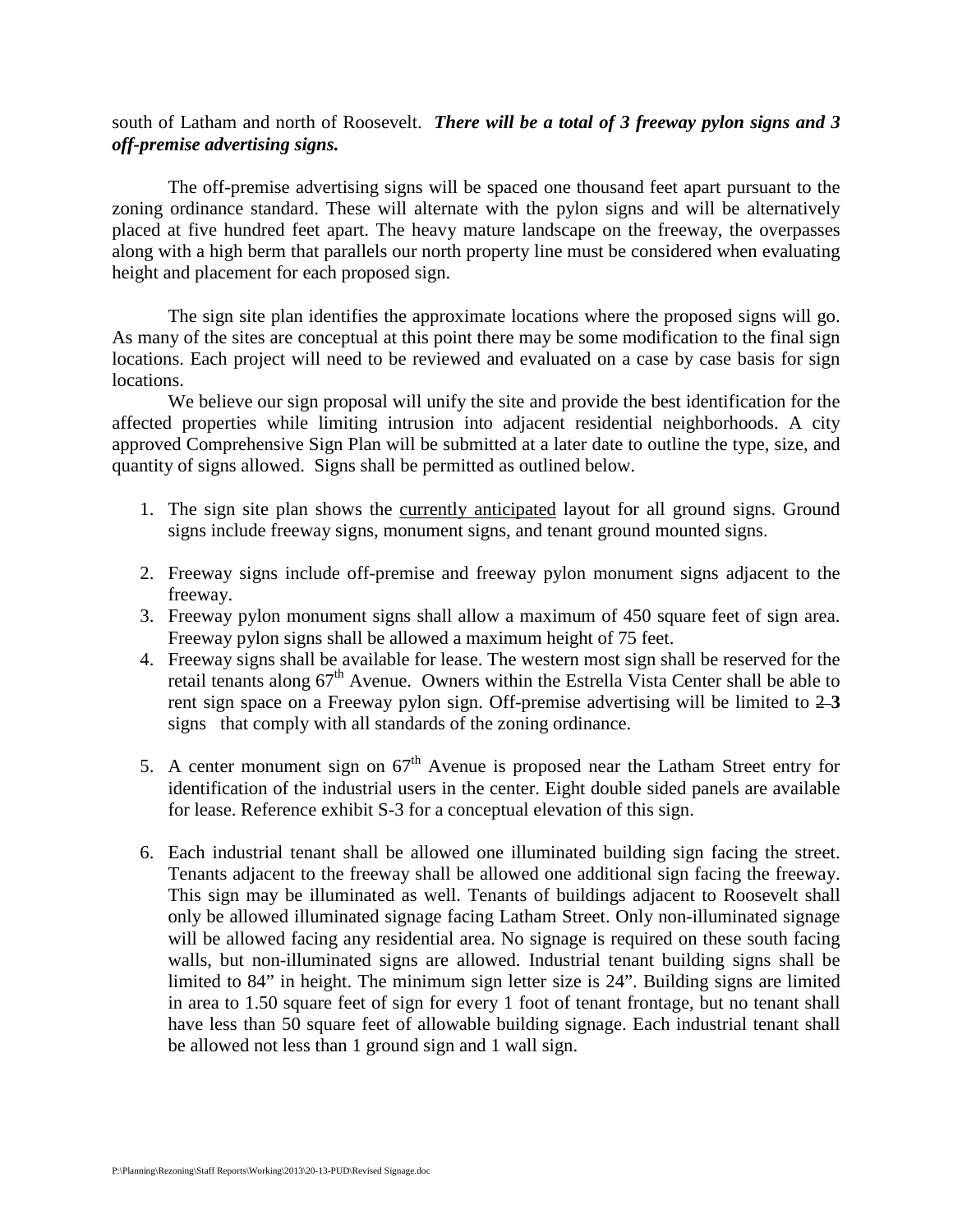south of Latham and north of Roosevelt. ***There will be a total of 3 freeway pylon signs and 3 off-premise advertising signs.***

The off-premise advertising signs will be spaced one thousand feet apart pursuant to the zoning ordinance standard. These will alternate with the pylon signs and will be alternatively placed at five hundred feet apart. The heavy mature landscape on the freeway, the overpasses along with a high berm that parallels our north property line must be considered when evaluating height and placement for each proposed sign.

The sign site plan identifies the approximate locations where the proposed signs will go. As many of the sites are conceptual at this point there may be some modification to the final sign locations. Each project will need to be reviewed and evaluated on a case by case basis for sign locations.

We believe our sign proposal will unify the site and provide the best identification for the affected properties while limiting intrusion into adjacent residential neighborhoods. A city approved Comprehensive Sign Plan will be submitted at a later date to outline the type, size, and quantity of signs allowed. Signs shall be permitted as outlined below.

1. The sign site plan shows the currently anticipated layout for all ground signs. Ground signs include freeway signs, monument signs, and tenant ground mounted signs.
2. Freeway signs include off-premise and freeway pylon monument signs adjacent to the freeway.
3. Freeway pylon monument signs shall allow a maximum of 450 square feet of sign area. Freeway pylon signs shall be allowed a maximum height of 75 feet.
4. Freeway signs shall be available for lease. The western most sign shall be reserved for the retail tenants along 67th Avenue. Owners within the Estrella Vista Center shall be able to rent sign space on a Freeway pylon sign. Off-premise advertising will be limited to ~~2~~ **3** signs that comply with all standards of the zoning ordinance.
5. A center monument sign on 67th Avenue is proposed near the Latham Street entry for identification of the industrial users in the center. Eight double sided panels are available for lease. Reference exhibit S-3 for a conceptual elevation of this sign.
6. Each industrial tenant shall be allowed one illuminated building sign facing the street. Tenants adjacent to the freeway shall be allowed one additional sign facing the freeway. This sign may be illuminated as well. Tenants of buildings adjacent to Roosevelt shall only be allowed illuminated signage facing Latham Street. Only non-illuminated signage will be allowed facing any residential area. No signage is required on these south facing walls, but non-illuminated signs are allowed. Industrial tenant building signs shall be limited to 84" in height. The minimum sign letter size is 24". Building signs are limited in area to 1.50 square feet of sign for every 1 foot of tenant frontage, but no tenant shall have less than 50 square feet of allowable building signage. Each industrial tenant shall be allowed not less than 1 ground sign and 1 wall sign.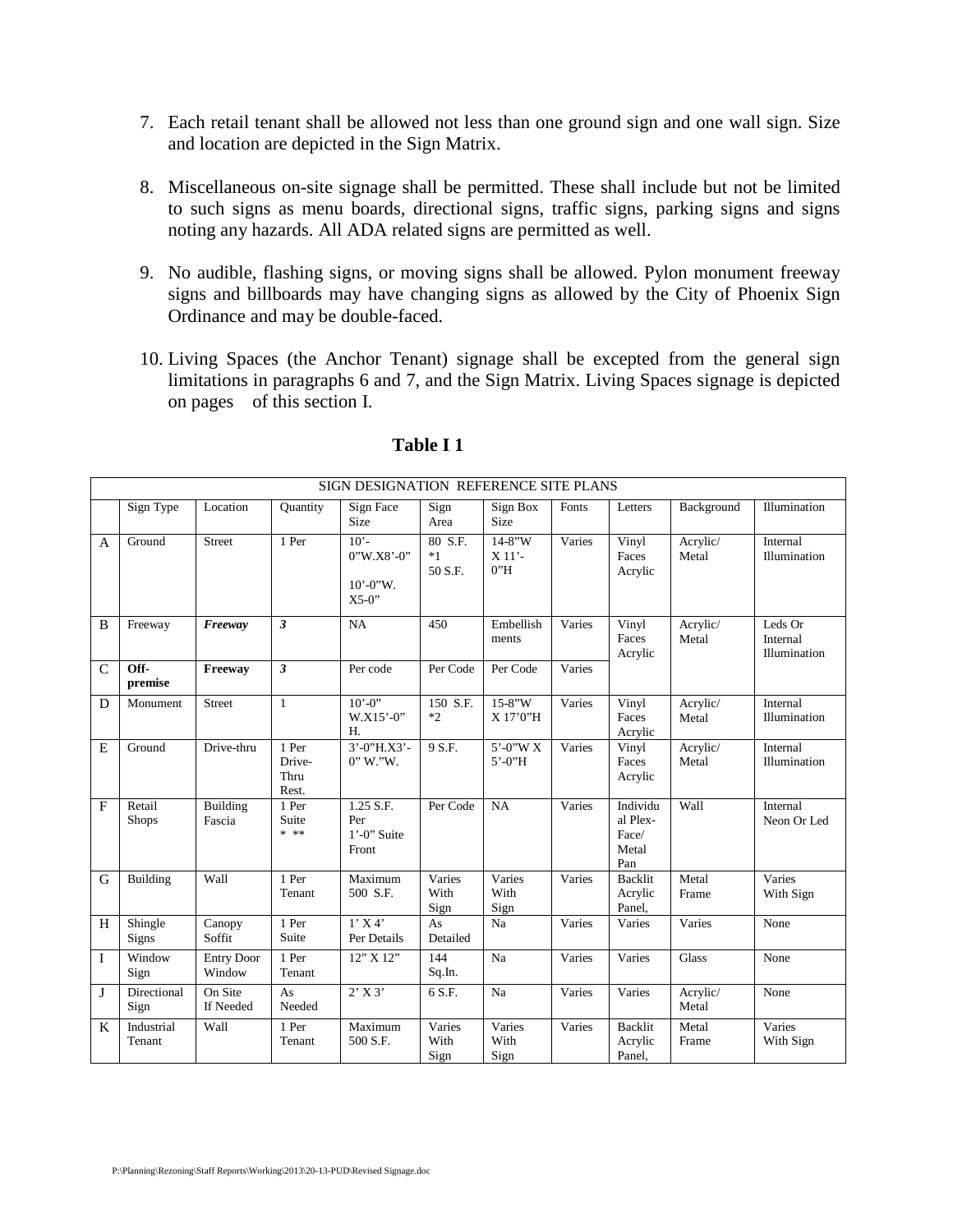7. Each retail tenant shall be allowed not less than one ground sign and one wall sign. Size and location are depicted in the Sign Matrix.

8. Miscellaneous on-site signage shall be permitted. These shall include but not be limited to such signs as menu boards, directional signs, traffic signs, parking signs and signs noting any hazards. All ADA related signs are permitted as well.

9. No audible, flashing signs, or moving signs shall be allowed. Pylon monument freeway signs and billboards may have changing signs as allowed by the City of Phoenix Sign Ordinance and may be double-faced.

10. Living Spaces (the Anchor Tenant) signage shall be excepted from the general sign limitations in paragraphs 6 and 7, and the Sign Matrix. Living Spaces signage is depicted on pages of this section I.

**Table I 1**

| SIGN DESIGNATION REFERENCE SITE PLANS | | | | | | | | | | |
|---|---|---|---|---|---|---|---|---|---|---|
| | Sign Type | Location | Quantity | Sign Face Size | Sign Area | Sign Box Size | Fonts | Letters | Background | Illumination |
| A | Ground | Street | 1 Per | 10'-0"W.X8'-0" 10'-0"W. X5-0" | 80 S.F. *1 50 S.F. | 14-8"W X 11'-0"H | Varies | Vinyl Faces Acrylic | Acrylic/ Metal | Internal Illumination |
| B | Freeway | ***Freeway*** | ***3*** | NA | 450 | Embellishments | Varies | Vinyl Faces Acrylic | Acrylic/ Metal | Leds Or Internal Illumination |
| C | **Off-premise** | **Freeway** | ***3*** | Per code | Per Code | Per Code | Varies | | | |
| D | Monument | Street | 1 | 10'-0" W.X15'-0" H. | 150 S.F. *2 | 15-8"W X 17'0"H | Varies | Vinyl Faces Acrylic | Acrylic/ Metal | Internal Illumination |
| E | Ground | Drive-thru | 1 Per Drive-Thru Rest. | 3'-0"H.X3'-0" W."W. | 9 S.F. | 5'-0"W X 5'-0"H | Varies | Vinyl Faces Acrylic | Acrylic/ Metal | Internal Illumination |
| F | Retail Shops | Building Fascia | 1 Per Suite * ** | 1.25 S.F. Per 1'-0" Suite Front | Per Code | NA | Varies | Individual Plex-Face/ Metal Pan | Wall | Internal Neon Or Led |
| G | Building | Wall | 1 Per Tenant | Maximum 500 S.F. | Varies With Sign | Varies With Sign | Varies | Backlit Acrylic Panel, | Metal Frame | Varies With Sign |
| H | Shingle Signs | Canopy Soffit | 1 Per Suite | 1' X 4' Per Details | As Detailed | Na | Varies | Varies | Varies | None |
| I | Window Sign | Entry Door Window | 1 Per Tenant | 12" X 12" | 144 Sq.In. | Na | Varies | Varies | Glass | None |
| J | Directional Sign | On Site If Needed | As Needed | 2' X 3' | 6 S.F. | Na | Varies | Varies | Acrylic/ Metal | None |
| K | Industrial Tenant | Wall | 1 Per Tenant | Maximum 500 S.F. | Varies With Sign | Varies With Sign | Varies | Backlit Acrylic Panel, | Metal Frame | Varies With Sign |

P:\Planning\Rezoning\Staff Reports\Working\2013\20-13-PUD\Revised Signage.doc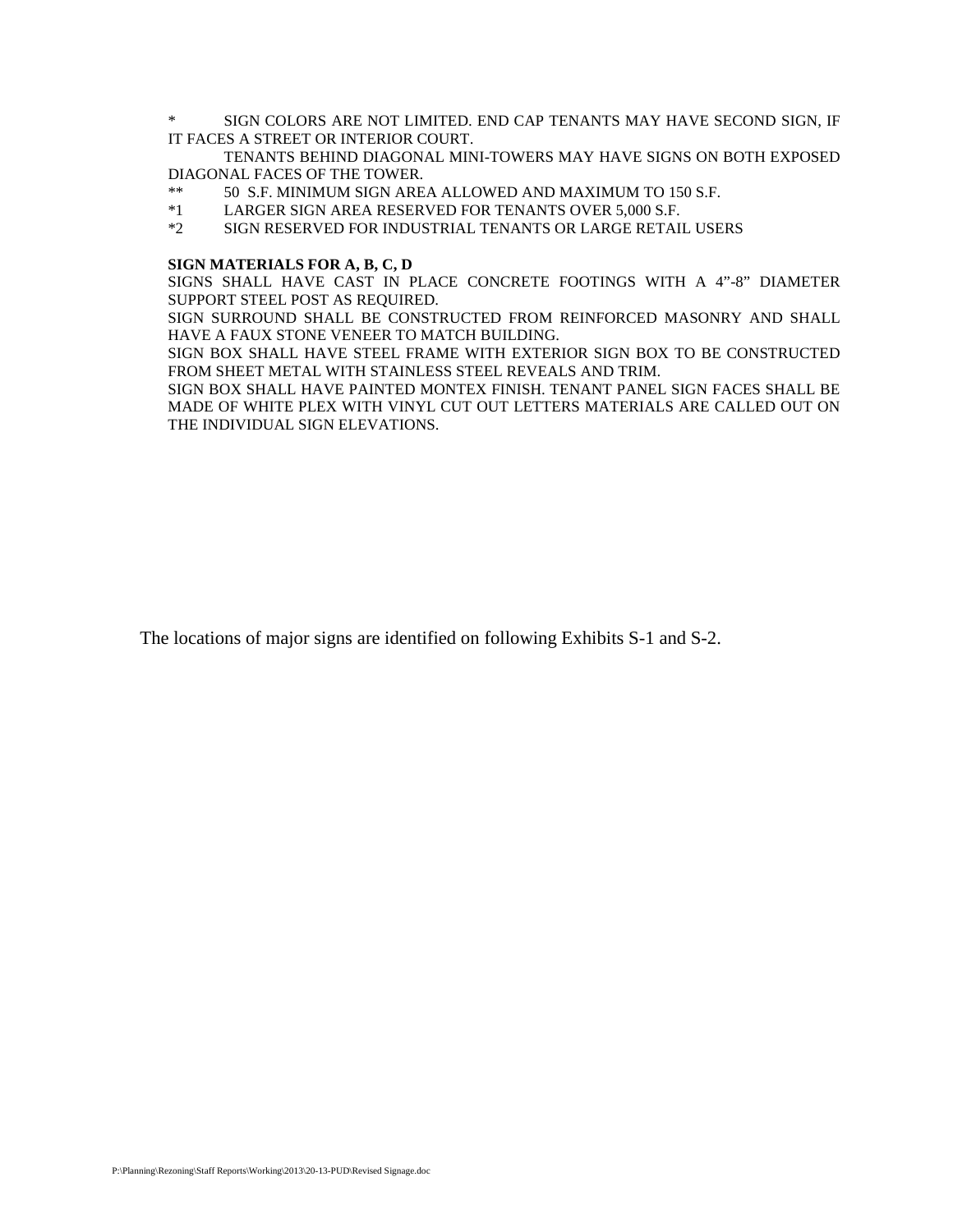\* SIGN COLORS ARE NOT LIMITED. END CAP TENANTS MAY HAVE SECOND SIGN, IF IT FACES A STREET OR INTERIOR COURT.

TENANTS BEHIND DIAGONAL MINI-TOWERS MAY HAVE SIGNS ON BOTH EXPOSED DIAGONAL FACES OF THE TOWER.

\*\* 50 S.F. MINIMUM SIGN AREA ALLOWED AND MAXIMUM TO 150 S.F.

\*1 LARGER SIGN AREA RESERVED FOR TENANTS OVER 5,000 S.F.

\*2 SIGN RESERVED FOR INDUSTRIAL TENANTS OR LARGE RETAIL USERS

**SIGN MATERIALS FOR A, B, C, D**

SIGNS SHALL HAVE CAST IN PLACE CONCRETE FOOTINGS WITH A 4”-8” DIAMETER SUPPORT STEEL POST AS REQUIRED.

SIGN SURROUND SHALL BE CONSTRUCTED FROM REINFORCED MASONRY AND SHALL HAVE A FAUX STONE VENEER TO MATCH BUILDING.

SIGN BOX SHALL HAVE STEEL FRAME WITH EXTERIOR SIGN BOX TO BE CONSTRUCTED FROM SHEET METAL WITH STAINLESS STEEL REVEALS AND TRIM.

SIGN BOX SHALL HAVE PAINTED MONTEX FINISH. TENANT PANEL SIGN FACES SHALL BE MADE OF WHITE PLEX WITH VINYL CUT OUT LETTERS MATERIALS ARE CALLED OUT ON THE INDIVIDUAL SIGN ELEVATIONS.

The locations of major signs are identified on following Exhibits S-1 and S-2.